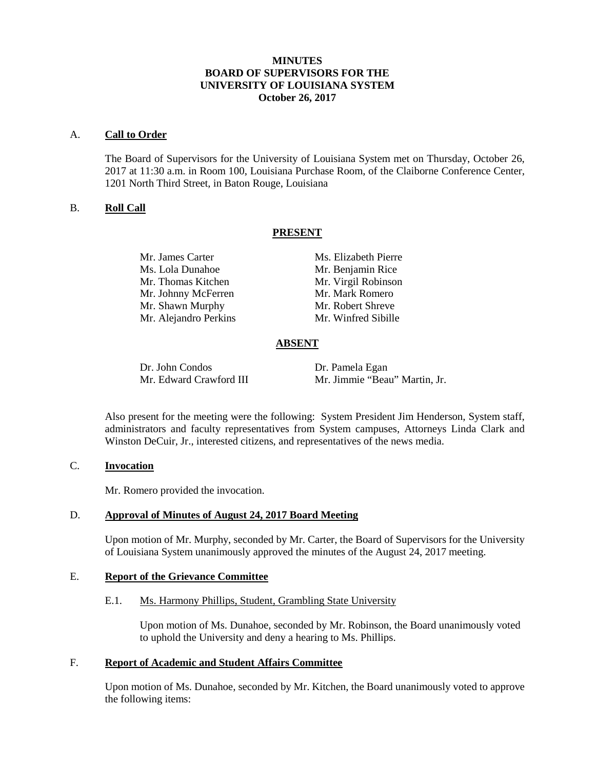**MINUTES**
**BOARD OF SUPERVISORS FOR THE**
**UNIVERSITY OF LOUISIANA SYSTEM**
**October 26, 2017**

A. **Call to Order**

The Board of Supervisors for the University of Louisiana System met on Thursday, October 26, 2017 at 11:30 a.m. in Room 100, Louisiana Purchase Room, of the Claiborne Conference Center, 1201 North Third Street, in Baton Rouge, Louisiana

B. **Roll Call**

**PRESENT**

| | |
|---|---|
| Mr. James Carter | Ms. Elizabeth Pierre |
| Ms. Lola Dunahoe | Mr. Benjamin Rice |
| Mr. Thomas Kitchen | Mr. Virgil Robinson |
| Mr. Johnny McFerren | Mr. Mark Romero |
| Mr. Shawn Murphy | Mr. Robert Shreve |
| Mr. Alejandro Perkins | Mr. Winfred Sibille |

**ABSENT**

| | |
|---|---|
| Dr. John Condos | Dr. Pamela Egan |
| Mr. Edward Crawford III | Mr. Jimmie "Beau" Martin, Jr. |

Also present for the meeting were the following: System President Jim Henderson, System staff, administrators and faculty representatives from System campuses, Attorneys Linda Clark and Winston DeCuir, Jr., interested citizens, and representatives of the news media.

C. **Invocation**

Mr. Romero provided the invocation.

D. **Approval of Minutes of August 24, 2017 Board Meeting**

Upon motion of Mr. Murphy, seconded by Mr. Carter, the Board of Supervisors for the University of Louisiana System unanimously approved the minutes of the August 24, 2017 meeting.

E. **Report of the Grievance Committee**

E.1. Ms. Harmony Phillips, Student, Grambling State University

Upon motion of Ms. Dunahoe, seconded by Mr. Robinson, the Board unanimously voted to uphold the University and deny a hearing to Ms. Phillips.

F. **Report of Academic and Student Affairs Committee**

Upon motion of Ms. Dunahoe, seconded by Mr. Kitchen, the Board unanimously voted to approve the following items: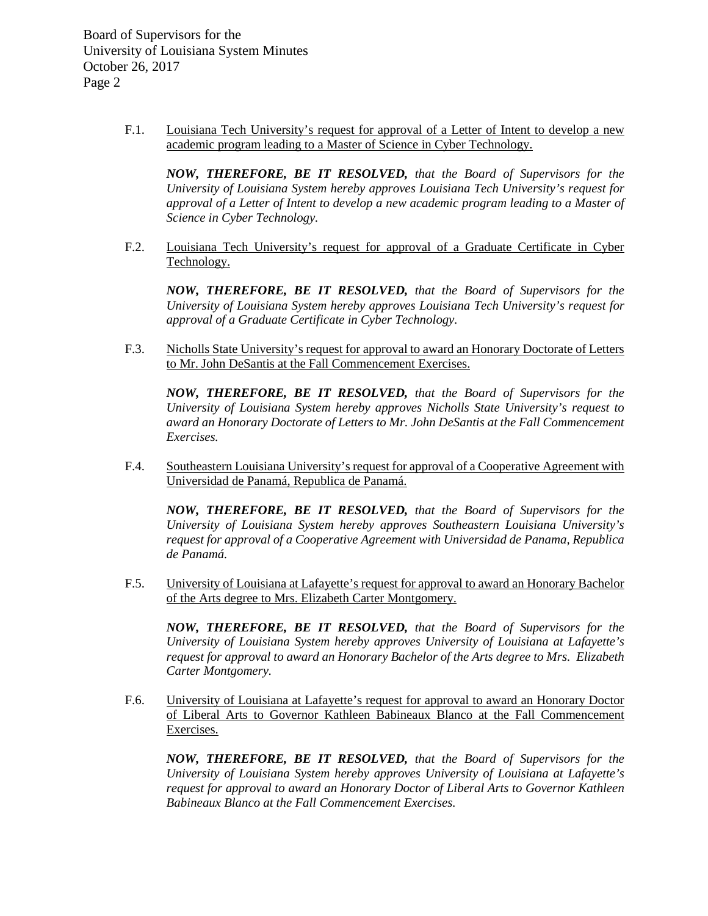F.1. Louisiana Tech University's request for approval of a Letter of Intent to develop a new academic program leading to a Master of Science in Cyber Technology.

***NOW, THEREFORE, BE IT RESOLVED,*** *that the Board of Supervisors for the University of Louisiana System hereby approves Louisiana Tech University's request for approval of a Letter of Intent to develop a new academic program leading to a Master of Science in Cyber Technology.*

F.2. Louisiana Tech University's request for approval of a Graduate Certificate in Cyber Technology.

***NOW, THEREFORE, BE IT RESOLVED,*** *that the Board of Supervisors for the University of Louisiana System hereby approves Louisiana Tech University's request for approval of a Graduate Certificate in Cyber Technology.*

F.3. Nicholls State University's request for approval to award an Honorary Doctorate of Letters to Mr. John DeSantis at the Fall Commencement Exercises.

***NOW, THEREFORE, BE IT RESOLVED,*** *that the Board of Supervisors for the University of Louisiana System hereby approves Nicholls State University's request to award an Honorary Doctorate of Letters to Mr. John DeSantis at the Fall Commencement Exercises.*

F.4. Southeastern Louisiana University's request for approval of a Cooperative Agreement with Universidad de Panamá, Republica de Panamá.

***NOW, THEREFORE, BE IT RESOLVED,*** *that the Board of Supervisors for the University of Louisiana System hereby approves Southeastern Louisiana University's request for approval of a Cooperative Agreement with Universidad de Panama, Republica de Panamá.*

F.5. University of Louisiana at Lafayette's request for approval to award an Honorary Bachelor of the Arts degree to Mrs. Elizabeth Carter Montgomery.

***NOW, THEREFORE, BE IT RESOLVED,*** *that the Board of Supervisors for the University of Louisiana System hereby approves University of Louisiana at Lafayette's request for approval to award an Honorary Bachelor of the Arts degree to Mrs. Elizabeth Carter Montgomery.*

F.6. University of Louisiana at Lafayette's request for approval to award an Honorary Doctor of Liberal Arts to Governor Kathleen Babineaux Blanco at the Fall Commencement Exercises.

***NOW, THEREFORE, BE IT RESOLVED,*** *that the Board of Supervisors for the University of Louisiana System hereby approves University of Louisiana at Lafayette's request for approval to award an Honorary Doctor of Liberal Arts to Governor Kathleen Babineaux Blanco at the Fall Commencement Exercises.*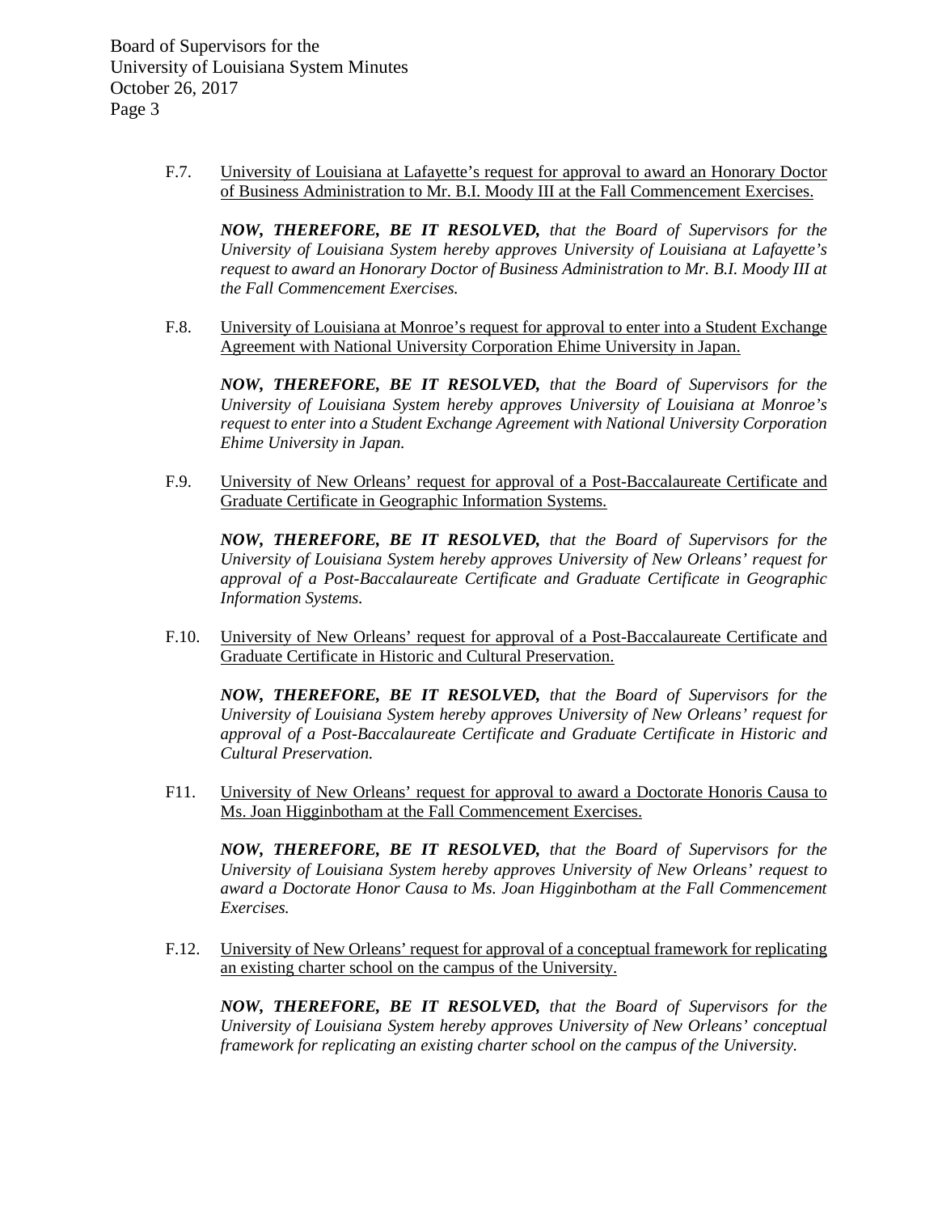F.7. University of Louisiana at Lafayette's request for approval to award an Honorary Doctor of Business Administration to Mr. B.I. Moody III at the Fall Commencement Exercises.

***NOW, THEREFORE, BE IT RESOLVED,*** *that the Board of Supervisors for the University of Louisiana System hereby approves University of Louisiana at Lafayette's request to award an Honorary Doctor of Business Administration to Mr. B.I. Moody III at the Fall Commencement Exercises.*

F.8. University of Louisiana at Monroe's request for approval to enter into a Student Exchange Agreement with National University Corporation Ehime University in Japan.

***NOW, THEREFORE, BE IT RESOLVED,*** *that the Board of Supervisors for the University of Louisiana System hereby approves University of Louisiana at Monroe's request to enter into a Student Exchange Agreement with National University Corporation Ehime University in Japan.*

F.9. University of New Orleans' request for approval of a Post-Baccalaureate Certificate and Graduate Certificate in Geographic Information Systems.

***NOW, THEREFORE, BE IT RESOLVED,*** *that the Board of Supervisors for the University of Louisiana System hereby approves University of New Orleans' request for approval of a Post-Baccalaureate Certificate and Graduate Certificate in Geographic Information Systems.*

F.10. University of New Orleans' request for approval of a Post-Baccalaureate Certificate and Graduate Certificate in Historic and Cultural Preservation.

***NOW, THEREFORE, BE IT RESOLVED,*** *that the Board of Supervisors for the University of Louisiana System hereby approves University of New Orleans' request for approval of a Post-Baccalaureate Certificate and Graduate Certificate in Historic and Cultural Preservation.*

F11. University of New Orleans' request for approval to award a Doctorate Honoris Causa to Ms. Joan Higginbotham at the Fall Commencement Exercises.

***NOW, THEREFORE, BE IT RESOLVED,*** *that the Board of Supervisors for the University of Louisiana System hereby approves University of New Orleans' request to award a Doctorate Honor Causa to Ms. Joan Higginbotham at the Fall Commencement Exercises.*

F.12. University of New Orleans' request for approval of a conceptual framework for replicating an existing charter school on the campus of the University.

***NOW, THEREFORE, BE IT RESOLVED,*** *that the Board of Supervisors for the University of Louisiana System hereby approves University of New Orleans' conceptual framework for replicating an existing charter school on the campus of the University.*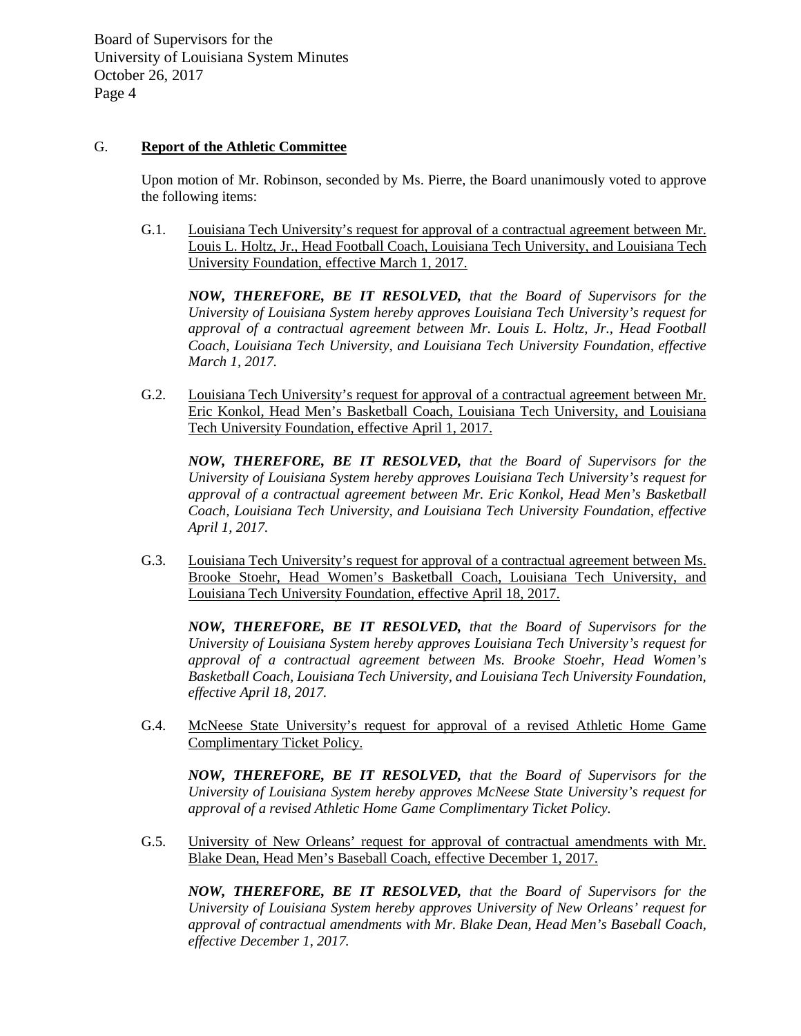## G. **Report of the Athletic Committee**

Upon motion of Mr. Robinson, seconded by Ms. Pierre, the Board unanimously voted to approve the following items:

G.1. Louisiana Tech University's request for approval of a contractual agreement between Mr. Louis L. Holtz, Jr., Head Football Coach, Louisiana Tech University, and Louisiana Tech University Foundation, effective March 1, 2017.

***NOW, THEREFORE, BE IT RESOLVED,*** *that the Board of Supervisors for the University of Louisiana System hereby approves Louisiana Tech University's request for approval of a contractual agreement between Mr. Louis L. Holtz, Jr., Head Football Coach, Louisiana Tech University, and Louisiana Tech University Foundation, effective March 1, 2017.*

G.2. Louisiana Tech University's request for approval of a contractual agreement between Mr. Eric Konkol, Head Men's Basketball Coach, Louisiana Tech University, and Louisiana Tech University Foundation, effective April 1, 2017.

***NOW, THEREFORE, BE IT RESOLVED,*** *that the Board of Supervisors for the University of Louisiana System hereby approves Louisiana Tech University's request for approval of a contractual agreement between Mr. Eric Konkol, Head Men's Basketball Coach, Louisiana Tech University, and Louisiana Tech University Foundation, effective April 1, 2017.*

G.3. Louisiana Tech University's request for approval of a contractual agreement between Ms. Brooke Stoehr, Head Women's Basketball Coach, Louisiana Tech University, and Louisiana Tech University Foundation, effective April 18, 2017.

***NOW, THEREFORE, BE IT RESOLVED,*** *that the Board of Supervisors for the University of Louisiana System hereby approves Louisiana Tech University's request for approval of a contractual agreement between Ms. Brooke Stoehr, Head Women's Basketball Coach, Louisiana Tech University, and Louisiana Tech University Foundation, effective April 18, 2017.*

G.4. McNeese State University's request for approval of a revised Athletic Home Game Complimentary Ticket Policy.

***NOW, THEREFORE, BE IT RESOLVED,*** *that the Board of Supervisors for the University of Louisiana System hereby approves McNeese State University's request for approval of a revised Athletic Home Game Complimentary Ticket Policy.*

G.5. University of New Orleans' request for approval of contractual amendments with Mr. Blake Dean, Head Men's Baseball Coach, effective December 1, 2017.

***NOW, THEREFORE, BE IT RESOLVED,*** *that the Board of Supervisors for the University of Louisiana System hereby approves University of New Orleans' request for approval of contractual amendments with Mr. Blake Dean, Head Men's Baseball Coach, effective December 1, 2017.*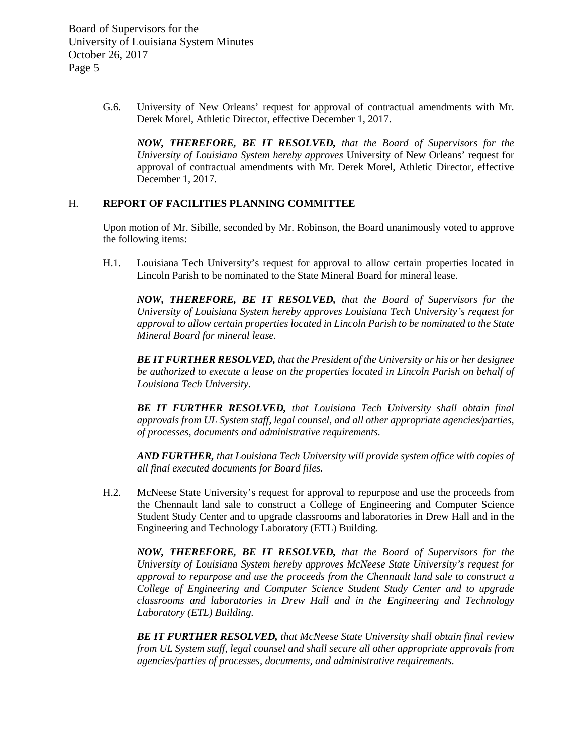G.6. University of New Orleans' request for approval of contractual amendments with Mr. Derek Morel, Athletic Director, effective December 1, 2017.

***NOW, THEREFORE, BE IT RESOLVED,*** *that the Board of Supervisors for the University of Louisiana System hereby approves* University of New Orleans' request for approval of contractual amendments with Mr. Derek Morel, Athletic Director, effective December 1, 2017.

## H. REPORT OF FACILITIES PLANNING COMMITTEE

Upon motion of Mr. Sibille, seconded by Mr. Robinson, the Board unanimously voted to approve the following items:

H.1. Louisiana Tech University's request for approval to allow certain properties located in Lincoln Parish to be nominated to the State Mineral Board for mineral lease.

***NOW, THEREFORE, BE IT RESOLVED,*** *that the Board of Supervisors for the University of Louisiana System hereby approves Louisiana Tech University's request for approval to allow certain properties located in Lincoln Parish to be nominated to the State Mineral Board for mineral lease.*

***BE IT FURTHER RESOLVED,*** *that the President of the University or his or her designee be authorized to execute a lease on the properties located in Lincoln Parish on behalf of Louisiana Tech University.*

***BE IT FURTHER RESOLVED,*** *that Louisiana Tech University shall obtain final approvals from UL System staff, legal counsel, and all other appropriate agencies/parties, of processes, documents and administrative requirements.*

***AND FURTHER,*** *that Louisiana Tech University will provide system office with copies of all final executed documents for Board files.*

H.2. McNeese State University's request for approval to repurpose and use the proceeds from the Chennault land sale to construct a College of Engineering and Computer Science Student Study Center and to upgrade classrooms and laboratories in Drew Hall and in the Engineering and Technology Laboratory (ETL) Building.

***NOW, THEREFORE, BE IT RESOLVED,*** *that the Board of Supervisors for the University of Louisiana System hereby approves McNeese State University's request for approval to repurpose and use the proceeds from the Chennault land sale to construct a College of Engineering and Computer Science Student Study Center and to upgrade classrooms and laboratories in Drew Hall and in the Engineering and Technology Laboratory (ETL) Building.*

***BE IT FURTHER RESOLVED,*** *that McNeese State University shall obtain final review from UL System staff, legal counsel and shall secure all other appropriate approvals from agencies/parties of processes, documents, and administrative requirements.*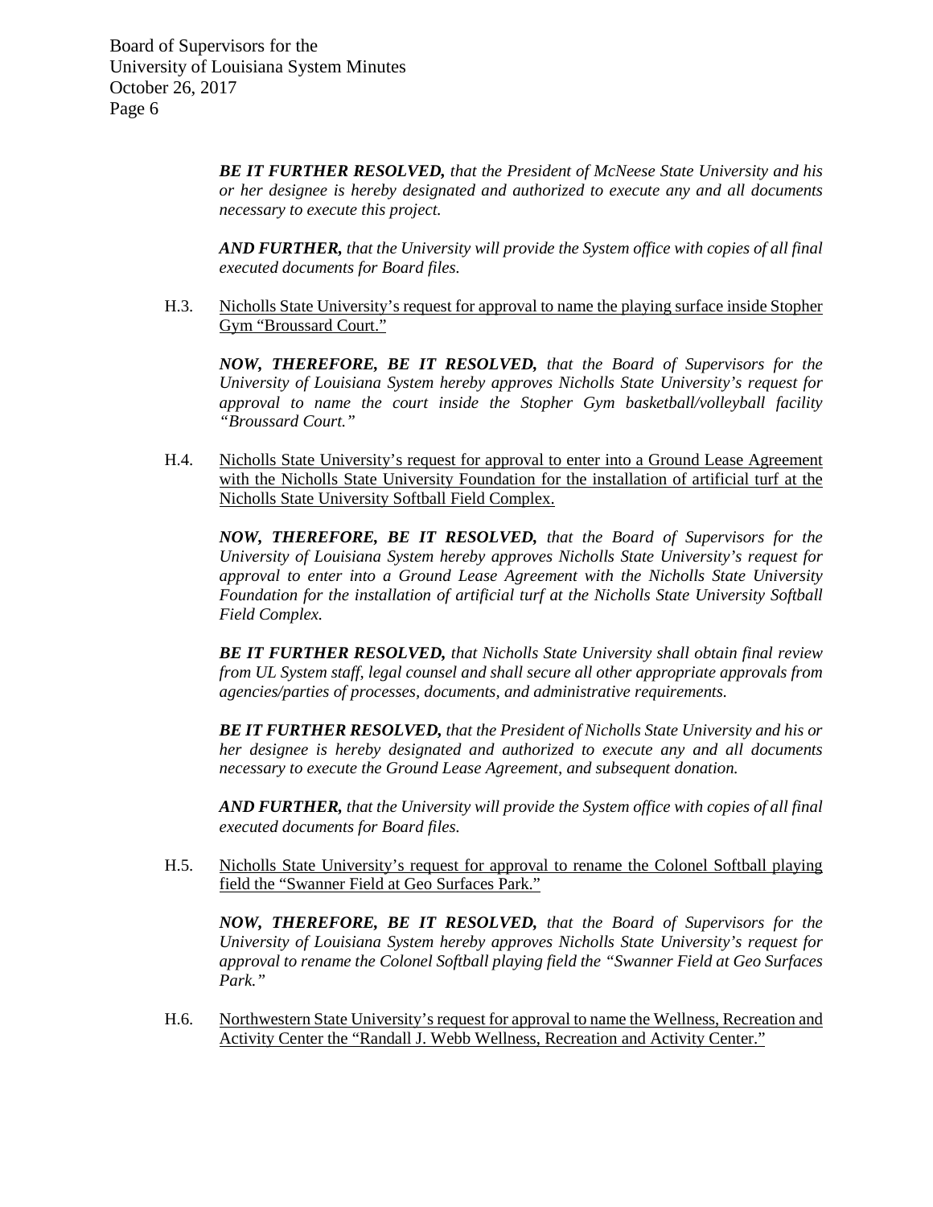***BE IT FURTHER RESOLVED,*** *that the President of McNeese State University and his or her designee is hereby designated and authorized to execute any and all documents necessary to execute this project.*

***AND FURTHER,*** *that the University will provide the System office with copies of all final executed documents for Board files.*

H.3. <u>Nicholls State University's request for approval to name the playing surface inside Stopher Gym "Broussard Court."</u>

***NOW, THEREFORE, BE IT RESOLVED,*** *that the Board of Supervisors for the University of Louisiana System hereby approves Nicholls State University's request for approval to name the court inside the Stopher Gym basketball/volleyball facility "Broussard Court."*

H.4. <u>Nicholls State University's request for approval to enter into a Ground Lease Agreement with the Nicholls State University Foundation for the installation of artificial turf at the Nicholls State University Softball Field Complex.</u>

***NOW, THEREFORE, BE IT RESOLVED,*** *that the Board of Supervisors for the University of Louisiana System hereby approves Nicholls State University's request for approval to enter into a Ground Lease Agreement with the Nicholls State University Foundation for the installation of artificial turf at the Nicholls State University Softball Field Complex.*

***BE IT FURTHER RESOLVED,*** *that Nicholls State University shall obtain final review from UL System staff, legal counsel and shall secure all other appropriate approvals from agencies/parties of processes, documents, and administrative requirements.*

***BE IT FURTHER RESOLVED,*** *that the President of Nicholls State University and his or her designee is hereby designated and authorized to execute any and all documents necessary to execute the Ground Lease Agreement, and subsequent donation.*

***AND FURTHER,*** *that the University will provide the System office with copies of all final executed documents for Board files.*

H.5. <u>Nicholls State University's request for approval to rename the Colonel Softball playing field the "Swanner Field at Geo Surfaces Park."</u>

***NOW, THEREFORE, BE IT RESOLVED,*** *that the Board of Supervisors for the University of Louisiana System hereby approves Nicholls State University's request for approval to rename the Colonel Softball playing field the "Swanner Field at Geo Surfaces Park."*

H.6. <u>Northwestern State University's request for approval to name the Wellness, Recreation and Activity Center the "Randall J. Webb Wellness, Recreation and Activity Center."</u>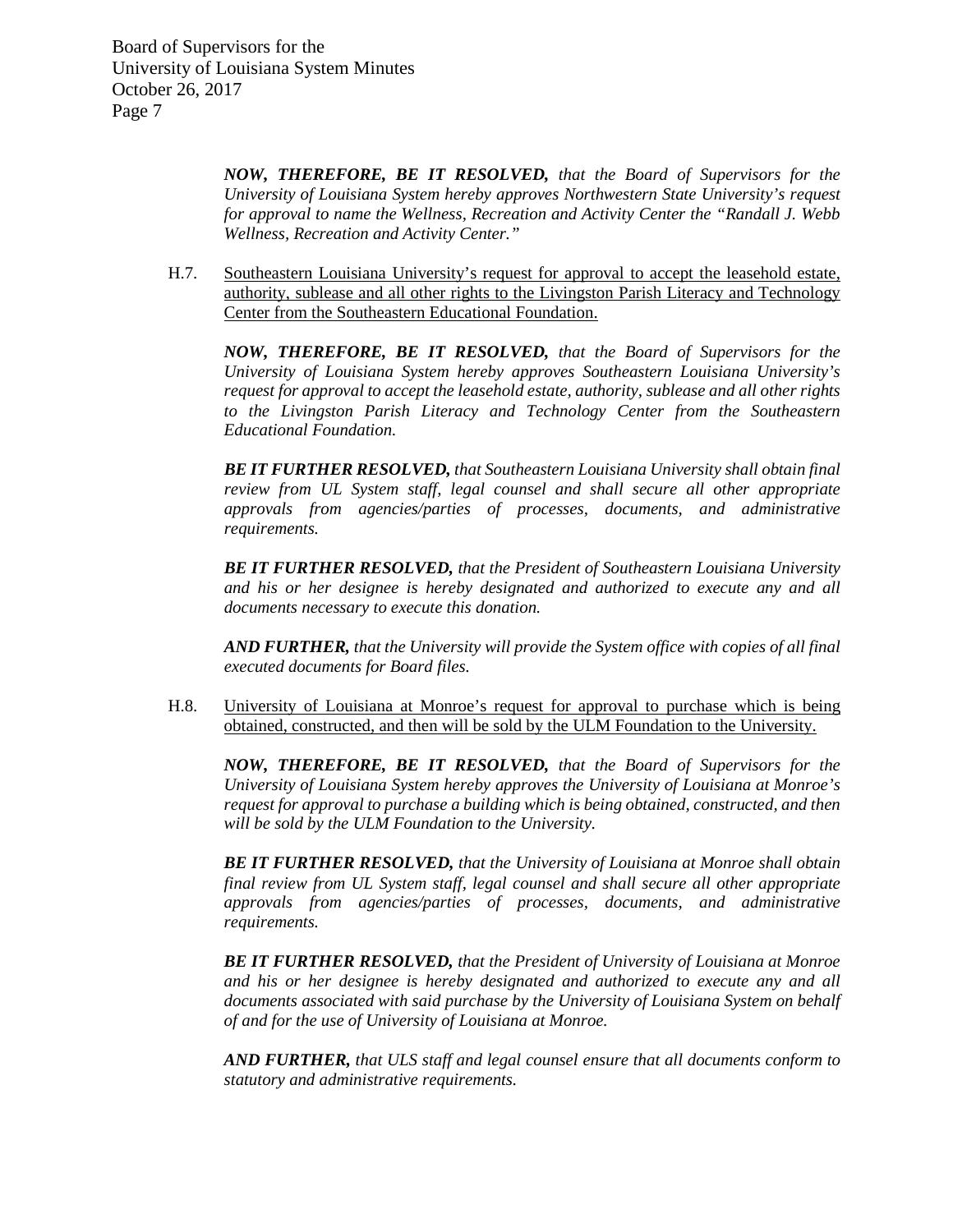***NOW, THEREFORE, BE IT RESOLVED,*** *that the Board of Supervisors for the University of Louisiana System hereby approves Northwestern State University's request for approval to name the Wellness, Recreation and Activity Center the "Randall J. Webb Wellness, Recreation and Activity Center."*

H.7. Southeastern Louisiana University's request for approval to accept the leasehold estate, authority, sublease and all other rights to the Livingston Parish Literacy and Technology Center from the Southeastern Educational Foundation.

***NOW, THEREFORE, BE IT RESOLVED,*** *that the Board of Supervisors for the University of Louisiana System hereby approves Southeastern Louisiana University's request for approval to accept the leasehold estate, authority, sublease and all other rights to the Livingston Parish Literacy and Technology Center from the Southeastern Educational Foundation.*

***BE IT FURTHER RESOLVED,*** *that Southeastern Louisiana University shall obtain final review from UL System staff, legal counsel and shall secure all other appropriate approvals from agencies/parties of processes, documents, and administrative requirements.*

***BE IT FURTHER RESOLVED,*** *that the President of Southeastern Louisiana University and his or her designee is hereby designated and authorized to execute any and all documents necessary to execute this donation.*

***AND FURTHER,*** *that the University will provide the System office with copies of all final executed documents for Board files.*

H.8. University of Louisiana at Monroe's request for approval to purchase which is being obtained, constructed, and then will be sold by the ULM Foundation to the University.

***NOW, THEREFORE, BE IT RESOLVED,*** *that the Board of Supervisors for the University of Louisiana System hereby approves the University of Louisiana at Monroe's request for approval to purchase a building which is being obtained, constructed, and then will be sold by the ULM Foundation to the University.*

***BE IT FURTHER RESOLVED,*** *that the University of Louisiana at Monroe shall obtain final review from UL System staff, legal counsel and shall secure all other appropriate approvals from agencies/parties of processes, documents, and administrative requirements.*

***BE IT FURTHER RESOLVED,*** *that the President of University of Louisiana at Monroe and his or her designee is hereby designated and authorized to execute any and all documents associated with said purchase by the University of Louisiana System on behalf of and for the use of University of Louisiana at Monroe.*

***AND FURTHER,*** *that ULS staff and legal counsel ensure that all documents conform to statutory and administrative requirements.*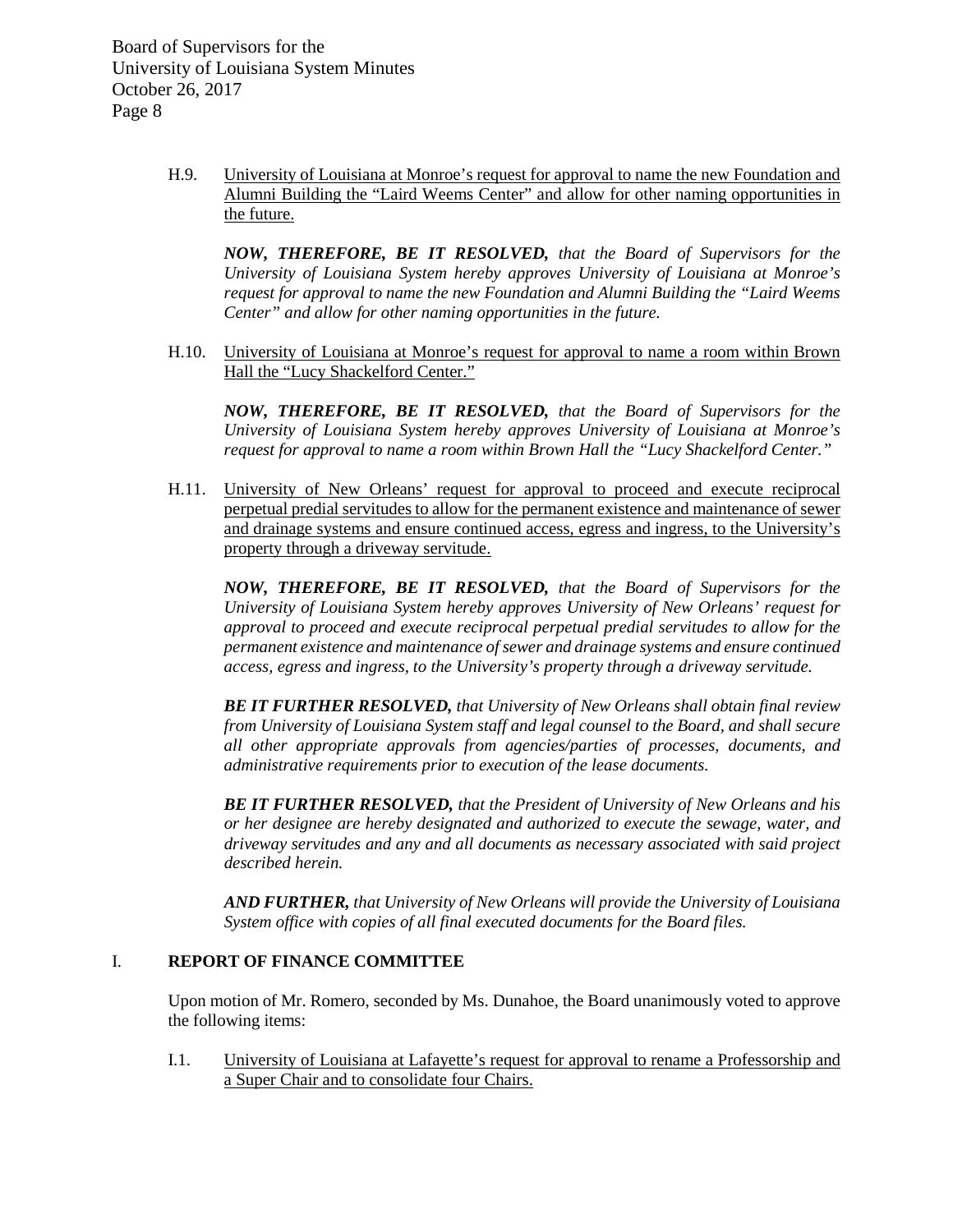H.9. University of Louisiana at Monroe's request for approval to name the new Foundation and Alumni Building the "Laird Weems Center" and allow for other naming opportunities in the future.

***NOW, THEREFORE, BE IT RESOLVED,*** *that the Board of Supervisors for the University of Louisiana System hereby approves University of Louisiana at Monroe's request for approval to name the new Foundation and Alumni Building the "Laird Weems Center" and allow for other naming opportunities in the future.*

H.10. University of Louisiana at Monroe's request for approval to name a room within Brown Hall the "Lucy Shackelford Center."

***NOW, THEREFORE, BE IT RESOLVED,*** *that the Board of Supervisors for the University of Louisiana System hereby approves University of Louisiana at Monroe's request for approval to name a room within Brown Hall the "Lucy Shackelford Center."*

H.11. University of New Orleans' request for approval to proceed and execute reciprocal perpetual predial servitudes to allow for the permanent existence and maintenance of sewer and drainage systems and ensure continued access, egress and ingress, to the University's property through a driveway servitude.

***NOW, THEREFORE, BE IT RESOLVED,*** *that the Board of Supervisors for the University of Louisiana System hereby approves University of New Orleans' request for approval to proceed and execute reciprocal perpetual predial servitudes to allow for the permanent existence and maintenance of sewer and drainage systems and ensure continued access, egress and ingress, to the University's property through a driveway servitude.*

***BE IT FURTHER RESOLVED,*** *that University of New Orleans shall obtain final review from University of Louisiana System staff and legal counsel to the Board, and shall secure all other appropriate approvals from agencies/parties of processes, documents, and administrative requirements prior to execution of the lease documents.*

***BE IT FURTHER RESOLVED,*** *that the President of University of New Orleans and his or her designee are hereby designated and authorized to execute the sewage, water, and driveway servitudes and any and all documents as necessary associated with said project described herein.*

***AND FURTHER,*** *that University of New Orleans will provide the University of Louisiana System office with copies of all final executed documents for the Board files.*

## I. REPORT OF FINANCE COMMITTEE

Upon motion of Mr. Romero, seconded by Ms. Dunahoe, the Board unanimously voted to approve the following items:

I.1. University of Louisiana at Lafayette's request for approval to rename a Professorship and a Super Chair and to consolidate four Chairs.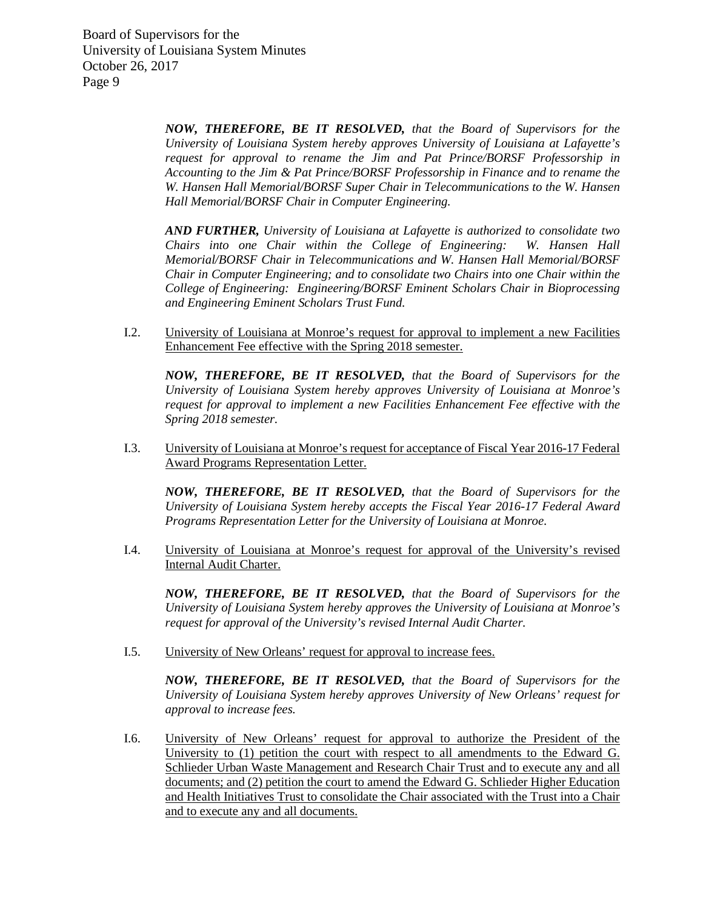***NOW, THEREFORE, BE IT RESOLVED,*** *that the Board of Supervisors for the University of Louisiana System hereby approves University of Louisiana at Lafayette's request for approval to rename the Jim and Pat Prince/BORSF Professorship in Accounting to the Jim & Pat Prince/BORSF Professorship in Finance and to rename the W. Hansen Hall Memorial/BORSF Super Chair in Telecommunications to the W. Hansen Hall Memorial/BORSF Chair in Computer Engineering.*

***AND FURTHER,*** *University of Louisiana at Lafayette is authorized to consolidate two Chairs into one Chair within the College of Engineering: W. Hansen Hall Memorial/BORSF Chair in Telecommunications and W. Hansen Hall Memorial/BORSF Chair in Computer Engineering; and to consolidate two Chairs into one Chair within the College of Engineering: Engineering/BORSF Eminent Scholars Chair in Bioprocessing and Engineering Eminent Scholars Trust Fund.*

I.2. <u>University of Louisiana at Monroe's request for approval to implement a new Facilities Enhancement Fee effective with the Spring 2018 semester.</u>

***NOW, THEREFORE, BE IT RESOLVED,*** *that the Board of Supervisors for the University of Louisiana System hereby approves University of Louisiana at Monroe's request for approval to implement a new Facilities Enhancement Fee effective with the Spring 2018 semester.*

I.3. <u>University of Louisiana at Monroe's request for acceptance of Fiscal Year 2016-17 Federal Award Programs Representation Letter.</u>

***NOW, THEREFORE, BE IT RESOLVED,*** *that the Board of Supervisors for the University of Louisiana System hereby accepts the Fiscal Year 2016-17 Federal Award Programs Representation Letter for the University of Louisiana at Monroe.*

I.4. <u>University of Louisiana at Monroe's request for approval of the University's revised Internal Audit Charter.</u>

***NOW, THEREFORE, BE IT RESOLVED,*** *that the Board of Supervisors for the University of Louisiana System hereby approves the University of Louisiana at Monroe's request for approval of the University's revised Internal Audit Charter.*

I.5. <u>University of New Orleans' request for approval to increase fees.</u>

***NOW, THEREFORE, BE IT RESOLVED,*** *that the Board of Supervisors for the University of Louisiana System hereby approves University of New Orleans' request for approval to increase fees.*

I.6. <u>University of New Orleans' request for approval to authorize the President of the University to (1) petition the court with respect to all amendments to the Edward G. Schlieder Urban Waste Management and Research Chair Trust and to execute any and all documents; and (2) petition the court to amend the Edward G. Schlieder Higher Education and Health Initiatives Trust to consolidate the Chair associated with the Trust into a Chair and to execute any and all documents.</u>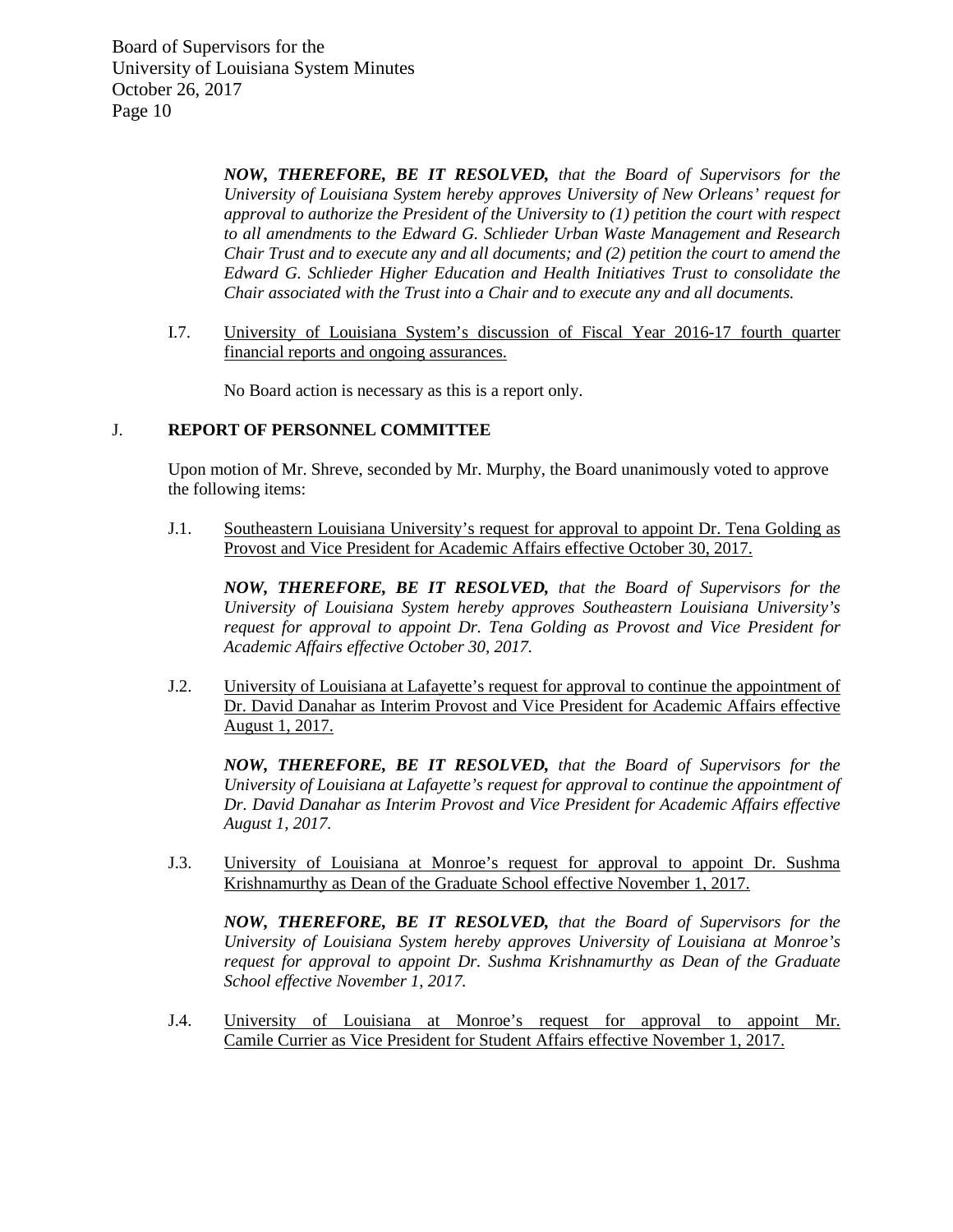***NOW, THEREFORE, BE IT RESOLVED,*** *that the Board of Supervisors for the University of Louisiana System hereby approves University of New Orleans' request for approval to authorize the President of the University to (1) petition the court with respect to all amendments to the Edward G. Schlieder Urban Waste Management and Research Chair Trust and to execute any and all documents; and (2) petition the court to amend the Edward G. Schlieder Higher Education and Health Initiatives Trust to consolidate the Chair associated with the Trust into a Chair and to execute any and all documents.*

I.7. University of Louisiana System's discussion of Fiscal Year 2016-17 fourth quarter financial reports and ongoing assurances.

No Board action is necessary as this is a report only.

## J. REPORT OF PERSONNEL COMMITTEE

Upon motion of Mr. Shreve, seconded by Mr. Murphy, the Board unanimously voted to approve the following items:

J.1. Southeastern Louisiana University's request for approval to appoint Dr. Tena Golding as Provost and Vice President for Academic Affairs effective October 30, 2017.

***NOW, THEREFORE, BE IT RESOLVED,*** *that the Board of Supervisors for the University of Louisiana System hereby approves Southeastern Louisiana University's request for approval to appoint Dr. Tena Golding as Provost and Vice President for Academic Affairs effective October 30, 2017.*

J.2. University of Louisiana at Lafayette's request for approval to continue the appointment of Dr. David Danahar as Interim Provost and Vice President for Academic Affairs effective August 1, 2017.

***NOW, THEREFORE, BE IT RESOLVED,*** *that the Board of Supervisors for the University of Louisiana at Lafayette's request for approval to continue the appointment of Dr. David Danahar as Interim Provost and Vice President for Academic Affairs effective August 1, 2017.*

J.3. University of Louisiana at Monroe's request for approval to appoint Dr. Sushma Krishnamurthy as Dean of the Graduate School effective November 1, 2017.

***NOW, THEREFORE, BE IT RESOLVED,*** *that the Board of Supervisors for the University of Louisiana System hereby approves University of Louisiana at Monroe's request for approval to appoint Dr. Sushma Krishnamurthy as Dean of the Graduate School effective November 1, 2017.*

J.4. University of Louisiana at Monroe's request for approval to appoint Mr. Camile Currier as Vice President for Student Affairs effective November 1, 2017.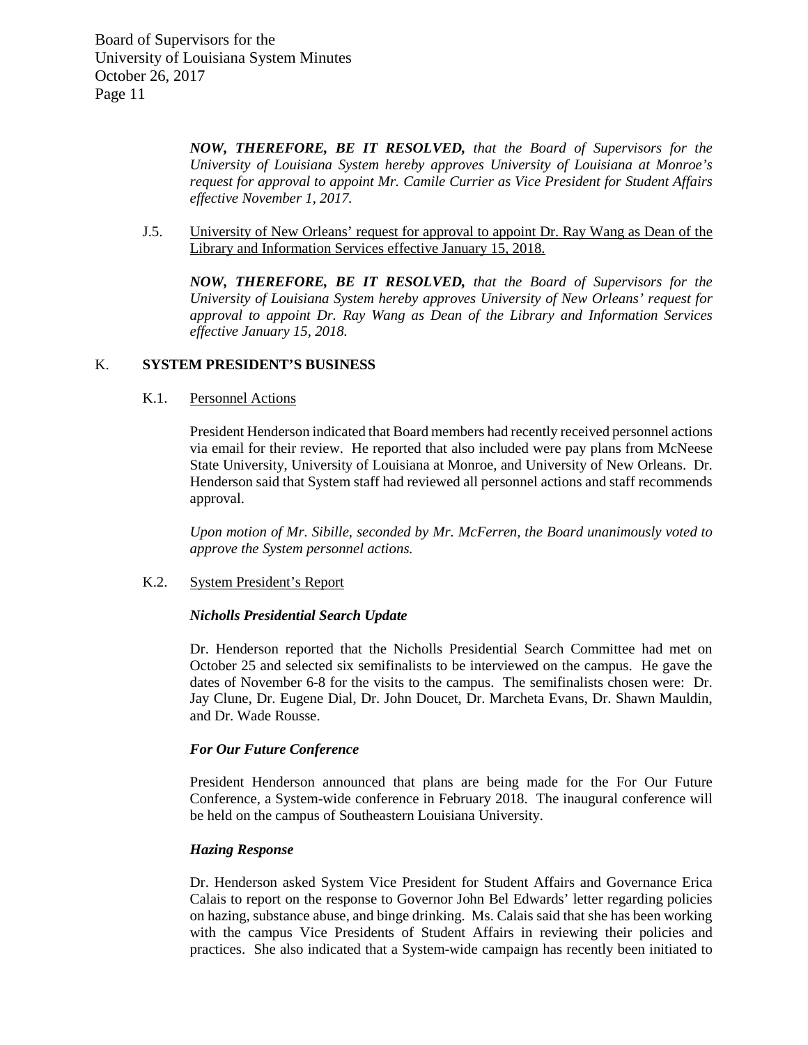***NOW, THEREFORE, BE IT RESOLVED,*** *that the Board of Supervisors for the University of Louisiana System hereby approves University of Louisiana at Monroe's request for approval to appoint Mr. Camile Currier as Vice President for Student Affairs effective November 1, 2017.*

J.5. University of New Orleans' request for approval to appoint Dr. Ray Wang as Dean of the Library and Information Services effective January 15, 2018.

***NOW, THEREFORE, BE IT RESOLVED,*** *that the Board of Supervisors for the University of Louisiana System hereby approves University of New Orleans' request for approval to appoint Dr. Ray Wang as Dean of the Library and Information Services effective January 15, 2018.*

## K. SYSTEM PRESIDENT'S BUSINESS

K.1. Personnel Actions

President Henderson indicated that Board members had recently received personnel actions via email for their review. He reported that also included were pay plans from McNeese State University, University of Louisiana at Monroe, and University of New Orleans. Dr. Henderson said that System staff had reviewed all personnel actions and staff recommends approval.

*Upon motion of Mr. Sibille, seconded by Mr. McFerren, the Board unanimously voted to approve the System personnel actions.*

K.2. System President's Report

***Nicholls Presidential Search Update***

Dr. Henderson reported that the Nicholls Presidential Search Committee had met on October 25 and selected six semifinalists to be interviewed on the campus. He gave the dates of November 6-8 for the visits to the campus. The semifinalists chosen were: Dr. Jay Clune, Dr. Eugene Dial, Dr. John Doucet, Dr. Marcheta Evans, Dr. Shawn Mauldin, and Dr. Wade Rousse.

***For Our Future Conference***

President Henderson announced that plans are being made for the For Our Future Conference, a System-wide conference in February 2018. The inaugural conference will be held on the campus of Southeastern Louisiana University.

***Hazing Response***

Dr. Henderson asked System Vice President for Student Affairs and Governance Erica Calais to report on the response to Governor John Bel Edwards' letter regarding policies on hazing, substance abuse, and binge drinking. Ms. Calais said that she has been working with the campus Vice Presidents of Student Affairs in reviewing their policies and practices. She also indicated that a System-wide campaign has recently been initiated to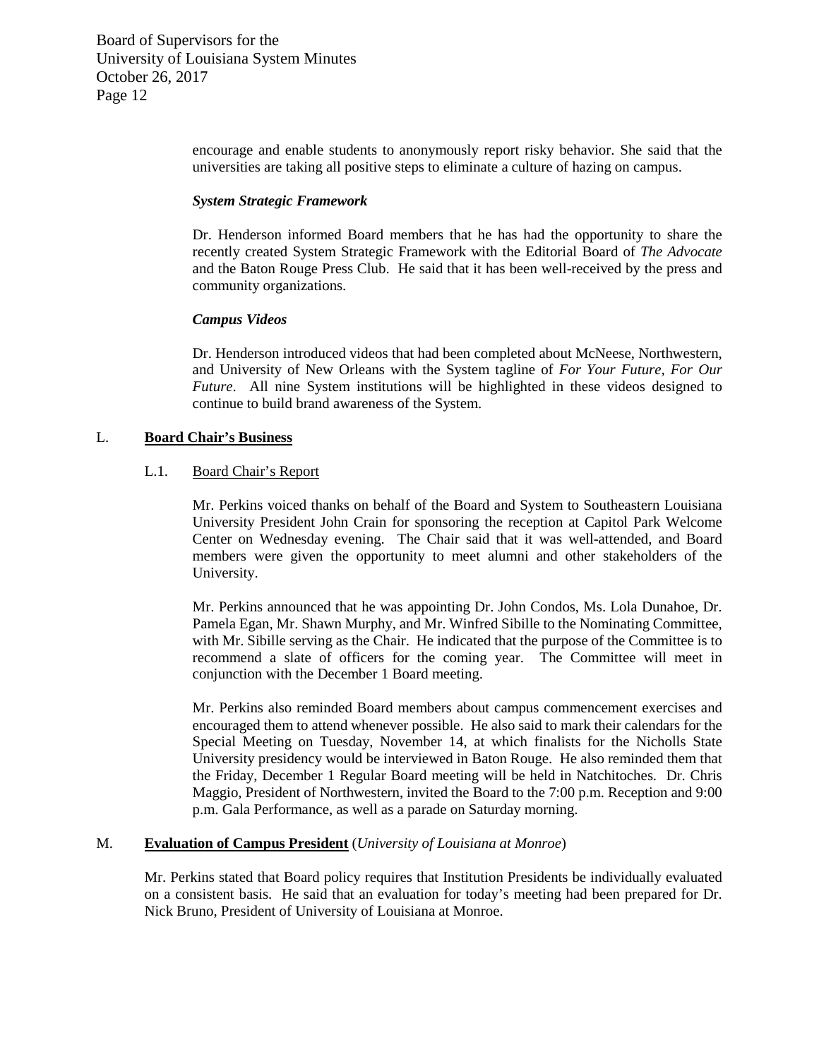encourage and enable students to anonymously report risky behavior. She said that the universities are taking all positive steps to eliminate a culture of hazing on campus.

***System Strategic Framework***

Dr. Henderson informed Board members that he has had the opportunity to share the recently created System Strategic Framework with the Editorial Board of *The Advocate* and the Baton Rouge Press Club. He said that it has been well-received by the press and community organizations.

***Campus Videos***

Dr. Henderson introduced videos that had been completed about McNeese, Northwestern, and University of New Orleans with the System tagline of *For Your Future, For Our Future*. All nine System institutions will be highlighted in these videos designed to continue to build brand awareness of the System.

## L. Board Chair's Business

### L.1. Board Chair's Report

Mr. Perkins voiced thanks on behalf of the Board and System to Southeastern Louisiana University President John Crain for sponsoring the reception at Capitol Park Welcome Center on Wednesday evening. The Chair said that it was well-attended, and Board members were given the opportunity to meet alumni and other stakeholders of the University.

Mr. Perkins announced that he was appointing Dr. John Condos, Ms. Lola Dunahoe, Dr. Pamela Egan, Mr. Shawn Murphy, and Mr. Winfred Sibille to the Nominating Committee, with Mr. Sibille serving as the Chair. He indicated that the purpose of the Committee is to recommend a slate of officers for the coming year. The Committee will meet in conjunction with the December 1 Board meeting.

Mr. Perkins also reminded Board members about campus commencement exercises and encouraged them to attend whenever possible. He also said to mark their calendars for the Special Meeting on Tuesday, November 14, at which finalists for the Nicholls State University presidency would be interviewed in Baton Rouge. He also reminded them that the Friday, December 1 Regular Board meeting will be held in Natchitoches. Dr. Chris Maggio, President of Northwestern, invited the Board to the 7:00 p.m. Reception and 9:00 p.m. Gala Performance, as well as a parade on Saturday morning.

## M. Evaluation of Campus President (*University of Louisiana at Monroe*)

Mr. Perkins stated that Board policy requires that Institution Presidents be individually evaluated on a consistent basis. He said that an evaluation for today's meeting had been prepared for Dr. Nick Bruno, President of University of Louisiana at Monroe.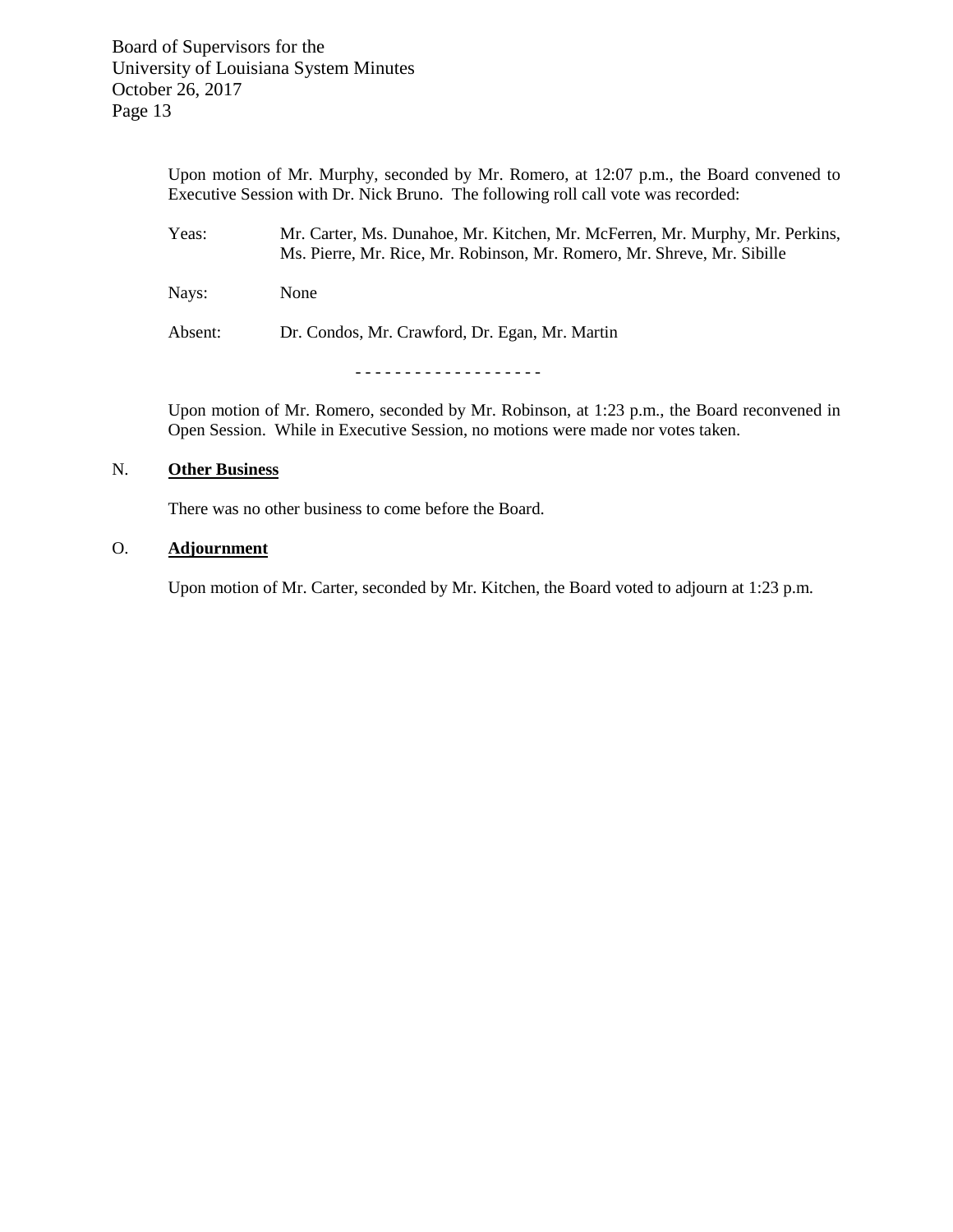Upon motion of Mr. Murphy, seconded by Mr. Romero, at 12:07 p.m., the Board convened to Executive Session with Dr. Nick Bruno. The following roll call vote was recorded:

| | |
|---|---|
| Yeas: | Mr. Carter, Ms. Dunahoe, Mr. Kitchen, Mr. McFerren, Mr. Murphy, Mr. Perkins, Ms. Pierre, Mr. Rice, Mr. Robinson, Mr. Romero, Mr. Shreve, Mr. Sibille |
| Nays: | None |
| Absent: | Dr. Condos, Mr. Crawford, Dr. Egan, Mr. Martin |

\- - - - - - - - - - - - - - - - - -

Upon motion of Mr. Romero, seconded by Mr. Robinson, at 1:23 p.m., the Board reconvened in Open Session. While in Executive Session, no motions were made nor votes taken.

## N. **Other Business**

There was no other business to come before the Board.

## O. **Adjournment**

Upon motion of Mr. Carter, seconded by Mr. Kitchen, the Board voted to adjourn at 1:23 p.m.